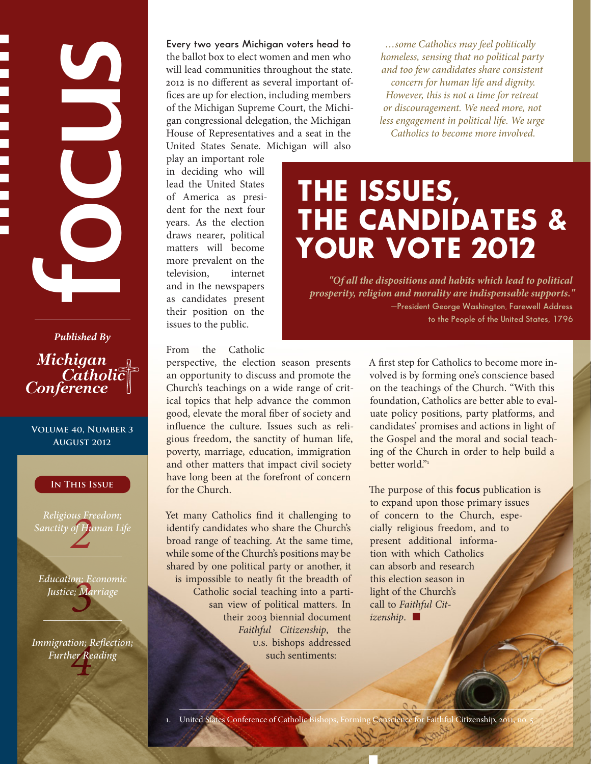# focus

*Published By*

**Michigan Catholic Conference**

**Volume 40, Number 3**
**August 2012**

**In This Issue**

*Religious Freedom; Sanctity of Human Life* — 2

*Education; Economic Justice; Marriage* — 3

*Immigration; Reflection; Further Reading* — 4

# THE ISSUES, THE CANDIDATES & YOUR VOTE 2012

> *"Of all the dispositions and habits which lead to political prosperity, religion and morality are indispensable supports."*
> —President George Washington, Farewell Address to the People of the United States, 1796

Every two years Michigan voters head to the ballot box to elect women and men who will lead communities throughout the state. 2012 is no different as several important offices are up for election, including members of the Michigan Supreme Court, the Michigan congressional delegation, the Michigan House of Representatives and a seat in the United States Senate. Michigan will also play an important role in deciding who will lead the United States of America as president for the next four years. As the election draws nearer, political matters will become more prevalent on the television, internet and in the newspapers as candidates present their position on the issues to the public.

From the Catholic perspective, the election season presents an opportunity to discuss and promote the Church's teachings on a wide range of critical topics that help advance the common good, elevate the moral fiber of society and influence the culture. Issues such as religious freedom, the sanctity of human life, poverty, marriage, education, immigration and other matters that impact civil society have long been at the forefront of concern for the Church.

Yet many Catholics find it challenging to identify candidates who share the Church's broad range of teaching. At the same time, while some of the Church's positions may be shared by one political party or another, it is impossible to neatly fit the breadth of Catholic social teaching into a partisan view of political matters. In their 2003 biennial document *Faithful Citizenship*, the U.S. bishops addressed such sentiments:

> *…some Catholics may feel politically homeless, sensing that no political party and too few candidates share consistent concern for human life and dignity. However, this is not a time for retreat or discouragement. We need more, not less engagement in political life. We urge Catholics to become more involved.*

A first step for Catholics to become more involved is by forming one's conscience based on the teachings of the Church. "With this foundation, Catholics are better able to evaluate policy positions, party platforms, and candidates' promises and actions in light of the Gospel and the moral and social teaching of the Church in order to help build a better world."[1]

The purpose of this **focus** publication is to expand upon those primary issues of concern to the Church, especially religious freedom, and to present additional information with which Catholics can absorb and research this election season in light of the Church's call to *Faithful Citizenship*. ■

1. United States Conference of Catholic Bishops, Forming Conscience for Faithful Citizenship, 2011, no. 5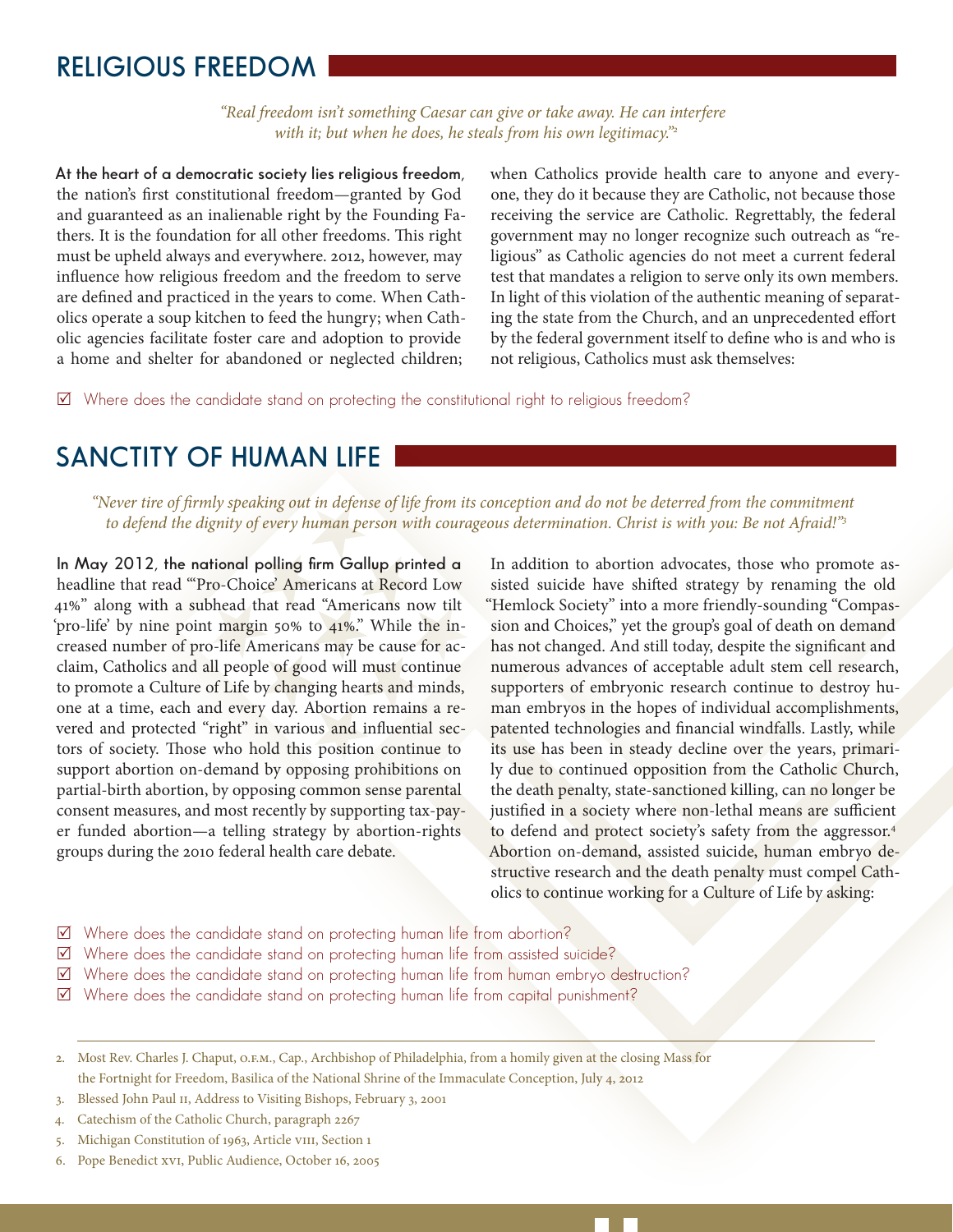## RELIGIOUS FREEDOM

*"Real freedom isn't something Caesar can give or take away. He can interfere with it; but when he does, he steals from his own legitimacy."*[2]

**At the heart of a democratic society lies religious freedom**, the nation's first constitutional freedom—granted by God and guaranteed as an inalienable right by the Founding Fathers. This is the foundation for all other freedoms. This right must be upheld always and everywhere. 2012, however, may influence how religious freedom and the freedom to serve are defined and practiced in the years to come. When Catholics operate a soup kitchen to feed the hungry; when Catholic agencies facilitate foster care and adoption to provide a home and shelter for abandoned or neglected children; when Catholics provide health care to anyone and everyone, they do it because they are Catholic, not because those receiving the service are Catholic. Regrettably, the federal government may no longer recognize such outreach as "religious" as Catholic agencies do not meet a current federal test that mandates a religion to serve only its own members. In light of this violation of the authentic meaning of separating the state from the Church, and an unprecedented effort by the federal government itself to define who is and who is not religious, Catholics must ask themselves:

☑ Where does the candidate stand on protecting the constitutional right to religious freedom?

## SANCTITY OF HUMAN LIFE

*"Never tire of firmly speaking out in defense of life from its conception and do not be deterred from the commitment to defend the dignity of every human person with courageous determination. Christ is with you: Be not Afraid!"*[3]

**In May 2012, the national polling firm Gallup printed a** headline that read "'Pro-Choice' Americans at Record Low 41%" along with a subhead that read "Americans now tilt 'pro-life' by nine point margin 50% to 41%." While the increased number of pro-life Americans may be cause for acclaim, Catholics and all people of good will must continue to promote a Culture of Life by changing hearts and minds, one at a time, each and every day. Abortion remains a revered and protected "right" in various and influential sectors of society. Those who hold this position continue to support abortion on-demand by opposing prohibitions on partial-birth abortion, by opposing common sense parental consent measures, and most recently by supporting tax-payer funded abortion—a telling strategy by abortion-rights groups during the 2010 federal health care debate.

In addition to abortion advocates, those who promote assisted suicide have shifted strategy by renaming the old "Hemlock Society" into a more friendly-sounding "Compassion and Choices," yet the group's goal of death on demand has not changed. And still today, despite the significant and numerous advances of acceptable adult stem cell research, supporters of embryonic research continue to destroy human embryos in the hopes of individual accomplishments, patented technologies and financial windfalls. Lastly, while its use has been in steady decline over the years, primarily due to continued opposition from the Catholic Church, the death penalty, state-sanctioned killing, can no longer be justified in a society where non-lethal means are sufficient to defend and protect society's safety from the aggressor.[4] Abortion on-demand, assisted suicide, human embryo destructive research and the death penalty must compel Catholics to continue working for a Culture of Life by asking:

☑ Where does the candidate stand on protecting human life from abortion?
☑ Where does the candidate stand on protecting human life from assisted suicide?
☑ Where does the candidate stand on protecting human life from human embryo destruction?
☑ Where does the candidate stand on protecting human life from capital punishment?

---

2. Most Rev. Charles J. Chaput, O.F.M., Cap., Archbishop of Philadelphia, from a homily given at the closing Mass for the Fortnight for Freedom, Basilica of the National Shrine of the Immaculate Conception, July 4, 2012
3. Blessed John Paul II, Address to Visiting Bishops, February 3, 2001
4. Catechism of the Catholic Church, paragraph 2267
5. Michigan Constitution of 1963, Article VIII, Section 1
6. Pope Benedict XVI, Public Audience, October 16, 2005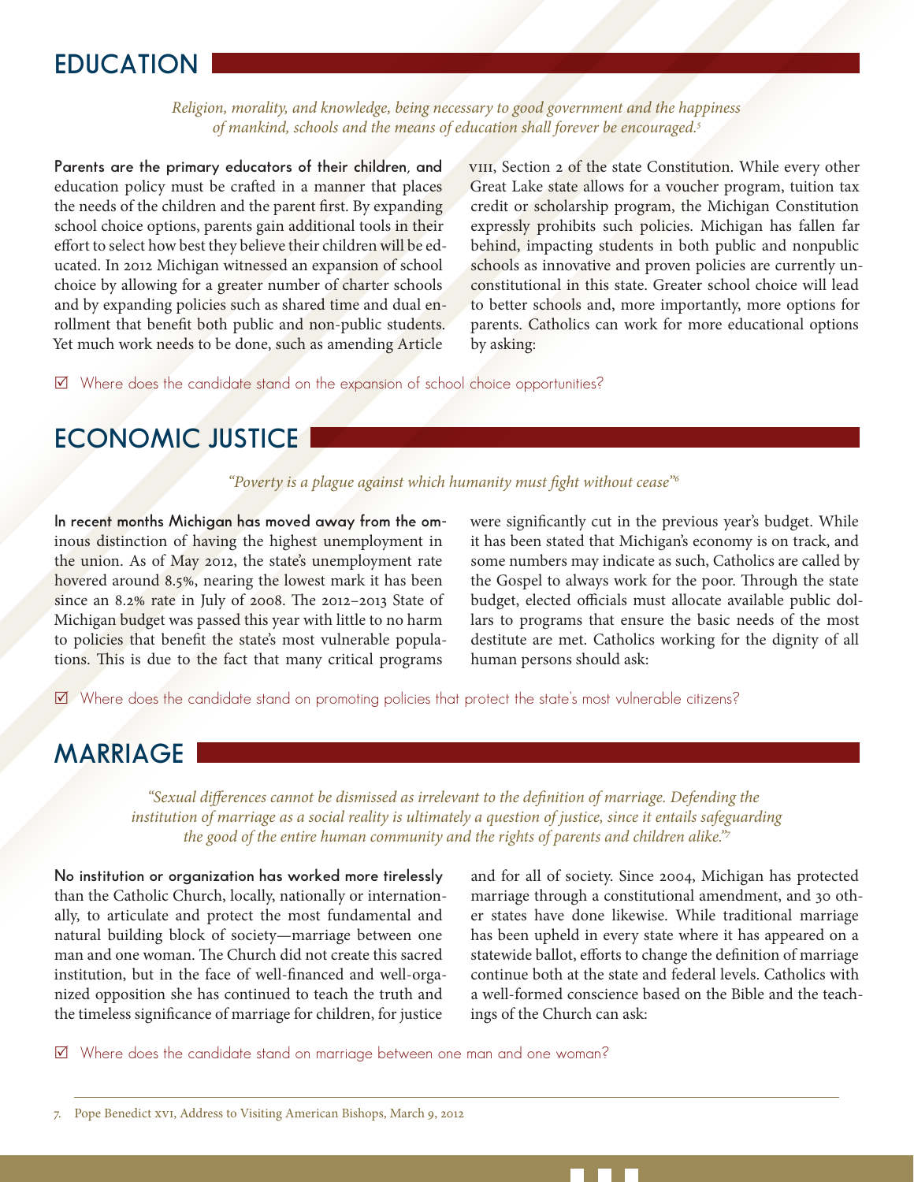## EDUCATION

*Religion, morality, and knowledge, being necessary to good government and the happiness of mankind, schools and the means of education shall forever be encouraged.*[5]

**Parents are the primary educators of their children, and** education policy must be crafted in a manner that places the needs of the children and the parent first. By expanding school choice options, parents gain additional tools in their effort to select how best they believe their children will be educated. In 2012 Michigan witnessed an expansion of school choice by allowing for a greater number of charter schools and by expanding policies such as shared time and dual enrollment that benefit both public and non-public students. Yet much work needs to be done, such as amending Article VIII, Section 2 of the state Constitution. While every other Great Lake state allows for a voucher program, tuition tax credit or scholarship program, the Michigan Constitution expressly prohibits such policies. Michigan has fallen far behind, impacting students in both public and nonpublic schools as innovative and proven policies are currently unconstitutional in this state. Greater school choice will lead to better schools and, more importantly, more options for parents. Catholics can work for more educational options by asking:

☑ Where does the candidate stand on the expansion of school choice opportunities?

## ECONOMIC JUSTICE

*"Poverty is a plague against which humanity must fight without cease"*[6]

**In recent months Michigan has moved away from the om**inous distinction of having the highest unemployment in the union. As of May 2012, the state's unemployment rate hovered around 8.5%, nearing the lowest mark it has been since an 8.2% rate in July of 2008. The 2012–2013 State of Michigan budget was passed this year with little to no harm to policies that benefit the state's most vulnerable populations. This is due to the fact that many critical programs were significantly cut in the previous year's budget. While it has been stated that Michigan's economy is on track, and some numbers may indicate as such, Catholics are called by the Gospel to always work for the poor. Through the state budget, elected officials must allocate available public dollars to programs that ensure the basic needs of the most destitute are met. Catholics working for the dignity of all human persons should ask:

☑ Where does the candidate stand on promoting policies that protect the state's most vulnerable citizens?

## MARRIAGE

*"Sexual differences cannot be dismissed as irrelevant to the definition of marriage. Defending the institution of marriage as a social reality is ultimately a question of justice, since it entails safeguarding the good of the entire human community and the rights of parents and children alike."*[7]

**No institution or organization has worked more tirelessly** than the Catholic Church, locally, nationally or internationally, to articulate and protect the most fundamental and natural building block of society—marriage between one man and one woman. The Church did not create this sacred institution, but in the face of well-financed and well-organized opposition she has continued to teach the truth and the timeless significance of marriage for children, for justice and for all of society. Since 2004, Michigan has protected marriage through a constitutional amendment, and 30 other states have done likewise. While traditional marriage has been upheld in every state where it has appeared on a statewide ballot, efforts to change the definition of marriage continue both at the state and federal levels. Catholics with a well-formed conscience based on the Bible and the teachings of the Church can ask:

☑ Where does the candidate stand on marriage between one man and one woman?

7. Pope Benedict XVI, Address to Visiting American Bishops, March 9, 2012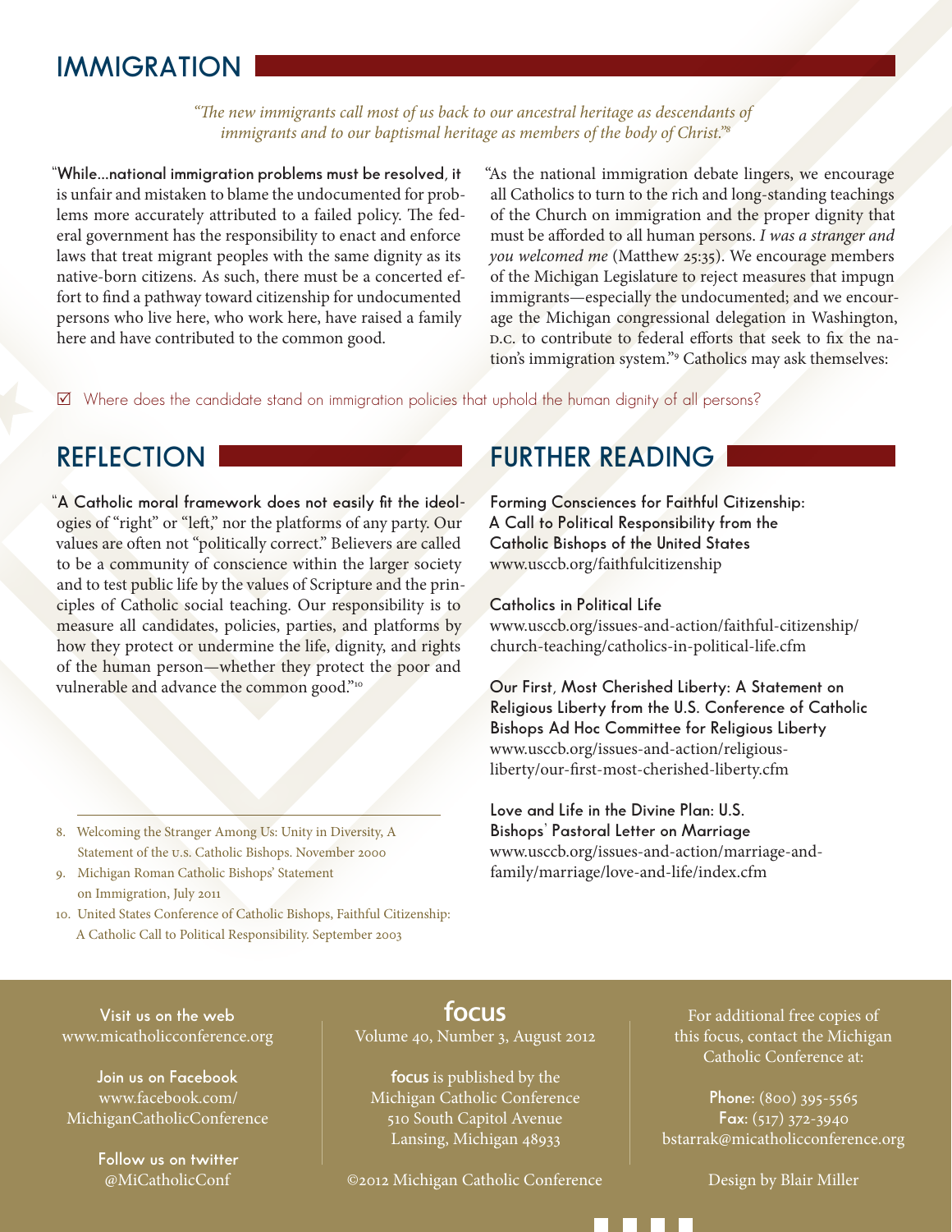## IMMIGRATION

*"The new immigrants call most of us back to our ancestral heritage as descendants of immigrants and to our baptismal heritage as members of the body of Christ."*[8]

"**While…national immigration problems must be resolved**, it is unfair and mistaken to blame the undocumented for problems more accurately attributed to a failed policy. The federal government has the responsibility to enact and enforce laws that treat migrant peoples with the same dignity as its native-born citizens. As such, there must be a concerted effort to find a pathway toward citizenship for undocumented persons who live here, who work here, have raised a family here and have contributed to the common good.

"As the national immigration debate lingers, we encourage all Catholics to turn to the rich and long-standing teachings of the Church on immigration and the proper dignity that must be afforded to all human persons. *I was a stranger and you welcomed me* (Matthew 25:35). We encourage members of the Michigan Legislature to reject measures that impugn immigrants—especially the undocumented; and we encourage the Michigan congressional delegation in Washington, D.C. to contribute to federal efforts that seek to fix the nation's immigration system."[9] Catholics may ask themselves:

☑ Where does the candidate stand on immigration policies that uphold the human dignity of all persons?

## REFLECTION

"**A Catholic moral framework does not easily fit the ideol**ogies of "right" or "left," nor the platforms of any party. Our values are often not "politically correct." Believers are called to be a community of conscience within the larger society and to test public life by the values of Scripture and the principles of Catholic social teaching. Our responsibility is to measure all candidates, policies, parties, and platforms by how they protect or undermine the life, dignity, and rights of the human person—whether they protect the poor and vulnerable and advance the common good."[10]

---

8. Welcoming the Stranger Among Us: Unity in Diversity, A Statement of the U.S. Catholic Bishops. November 2000
9. Michigan Roman Catholic Bishops' Statement on Immigration, July 2011
10. United States Conference of Catholic Bishops, Faithful Citizenship: A Catholic Call to Political Responsibility. September 2003

## FURTHER READING

**Forming Consciences for Faithful Citizenship: A Call to Political Responsibility from the Catholic Bishops of the United States**
www.usccb.org/faithfulcitizenship

**Catholics in Political Life**
www.usccb.org/issues-and-action/faithful-citizenship/church-teaching/catholics-in-political-life.cfm

**Our First, Most Cherished Liberty: A Statement on Religious Liberty from the U.S. Conference of Catholic Bishops Ad Hoc Committee for Religious Liberty**
www.usccb.org/issues-and-action/religious-liberty/our-first-most-cherished-liberty.cfm

**Love and Life in the Divine Plan: U.S. Bishops' Pastoral Letter on Marriage**
www.usccb.org/issues-and-action/marriage-and-family/marriage/love-and-life/index.cfm

---

**Visit us on the web**
www.micatholicconference.org

**Join us on Facebook**
www.facebook.com/MichiganCatholicConference

**Follow us on twitter**
@MiCatholicConf

**focus**
Volume 40, Number 3, August 2012

**focus** is published by the
Michigan Catholic Conference
510 South Capitol Avenue
Lansing, Michigan 48933

©2012 Michigan Catholic Conference

For additional free copies of this focus, contact the Michigan Catholic Conference at:

**Phone:** (800) 395-5565
**Fax:** (517) 372-3940
bstarrak@micatholicconference.org

Design by Blair Miller